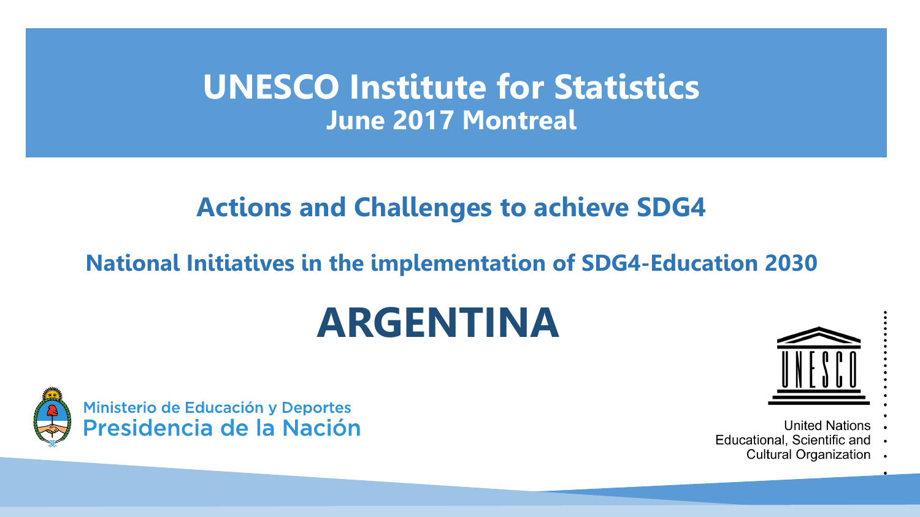# UNESCO Institute for Statistics

## June 2017 Montreal

## Actions and Challenges to achieve SDG4

### National Initiatives in the implementation of SDG4-Education 2030

# ARGENTINA

Ministerio de Educación y Deportes
Presidencia de la Nación

United Nations
Educational, Scientific and
Cultural Organization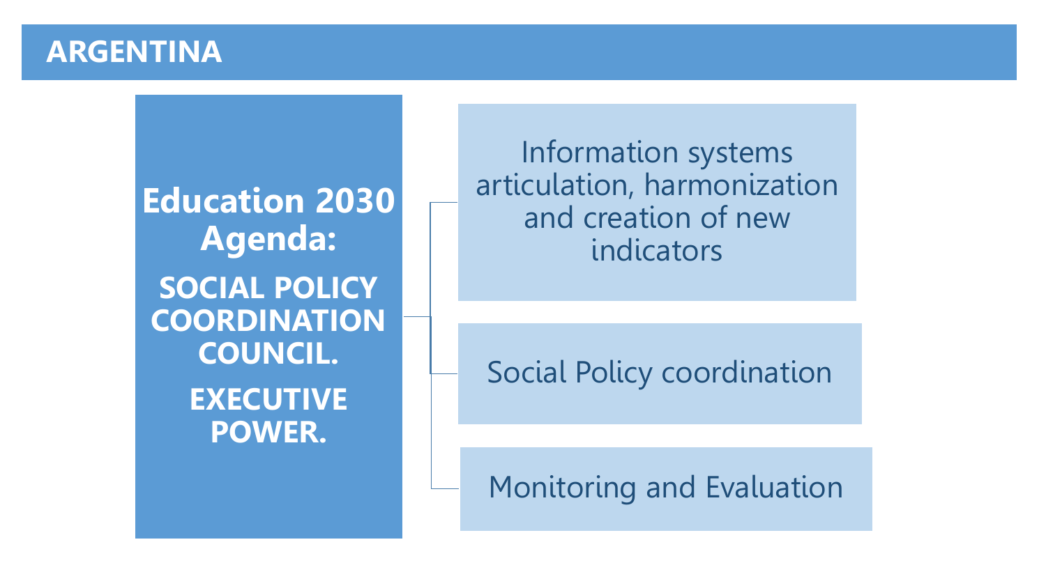# ARGENTINA

**Education 2030 Agenda:**

**SOCIAL POLICY COORDINATION COUNCIL.**

**EXECUTIVE POWER.**

- Information systems articulation, harmonization and creation of new indicators
- Social Policy coordination
- Monitoring and Evaluation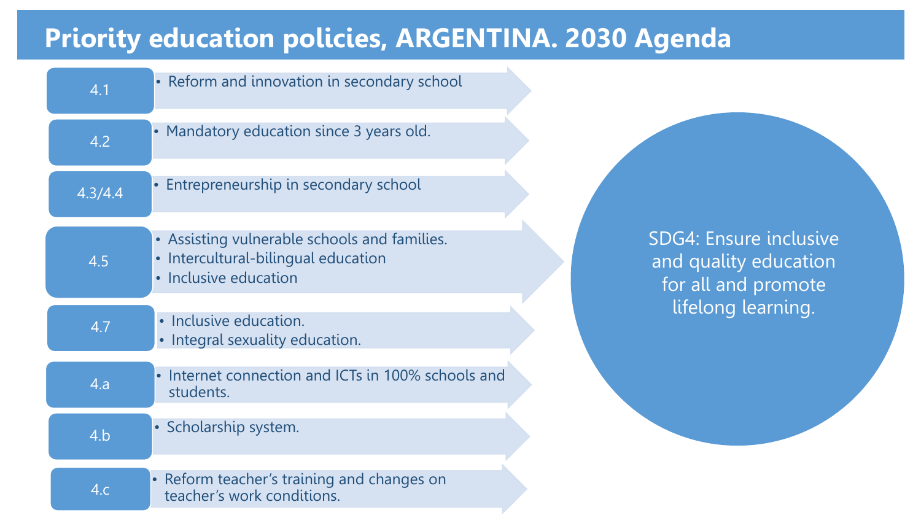# Priority education policies, ARGENTINA. 2030 Agenda

| Target | Policies |
|---|---|
| 4.1 | • Reform and innovation in secondary school |
| 4.2 | • Mandatory education since 3 years old. |
| 4.3/4.4 | • Entrepreneurship in secondary school |
| 4.5 | • Assisting vulnerable schools and families.<br>• Intercultural-bilingual education<br>• Inclusive education |
| 4.7 | • Inclusive education.<br>• Integral sexuality education. |
| 4.a | • Internet connection and ICTs in 100% schools and students. |
| 4.b | • Scholarship system. |
| 4.c | • Reform teacher's training and changes on teacher's work conditions. |

SDG4: Ensure inclusive and quality education for all and promote lifelong learning.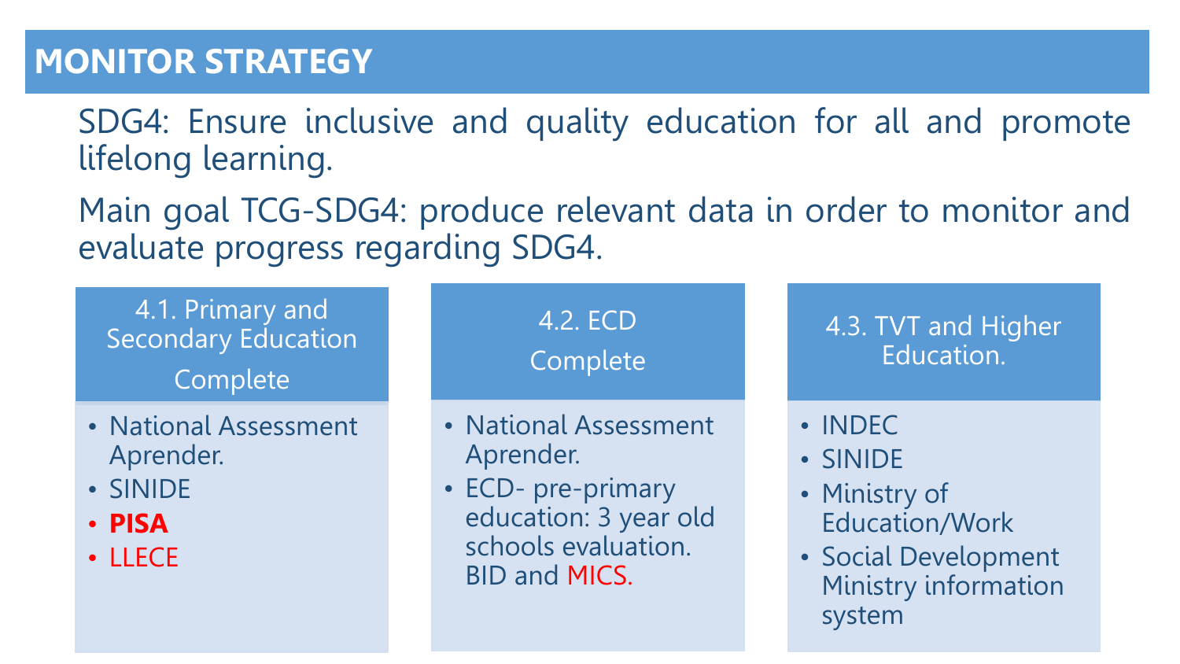## MONITOR STRATEGY

SDG4: Ensure inclusive and quality education for all and promote lifelong learning.

Main goal TCG-SDG4: produce relevant data in order to monitor and evaluate progress regarding SDG4.

### 4.1. Primary and Secondary Education Complete

- National Assessment Aprender.
- SINIDE
- **PISA**
- LLECE

### 4.2. ECD Complete

- National Assessment Aprender.
- ECD- pre-primary education: 3 year old schools evaluation. BID and MICS.

### 4.3. TVT and Higher Education.

- INDEC
- SINIDE
- Ministry of Education/Work
- Social Development Ministry information system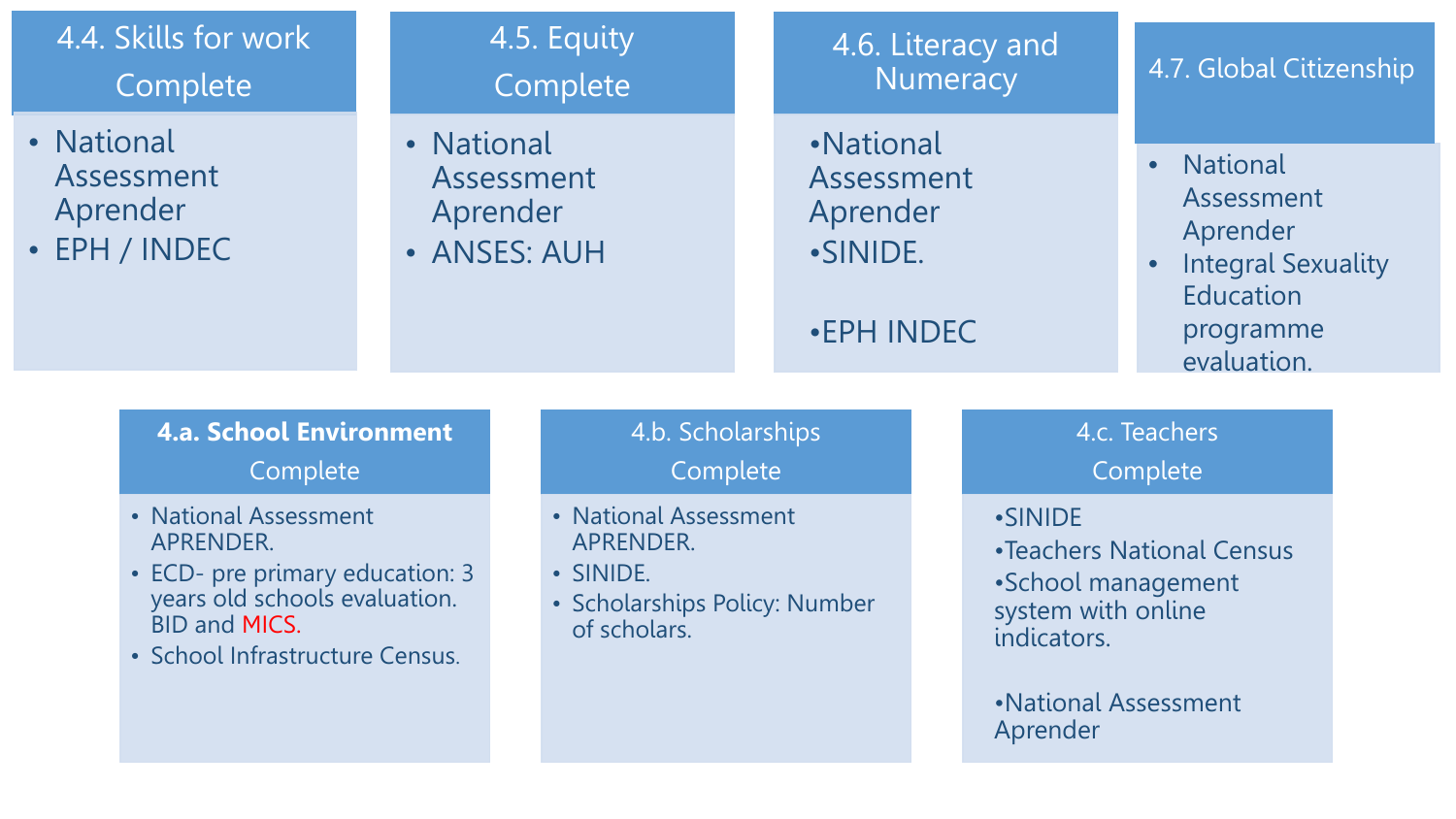### 4.4. Skills for work
Complete

- National Assessment Aprender
- EPH / INDEC

### 4.5. Equity
Complete

- National Assessment Aprender
- ANSES: AUH

### 4.6. Literacy and Numeracy

- National Assessment Aprender
- SINIDE.
- EPH INDEC

### 4.7. Global Citizenship

- National Assessment Aprender
- Integral Sexuality Education programme evaluation.

### 4.a. School Environment
Complete

- National Assessment APRENDER.
- ECD- pre primary education: 3 years old schools evaluation. BID and MICS.
- School Infrastructure Census.

### 4.b. Scholarships
Complete

- National Assessment APRENDER.
- SINIDE.
- Scholarships Policy: Number of scholars.

### 4.c. Teachers
Complete

- SINIDE
- Teachers National Census
- School management system with online indicators.
- National Assessment Aprender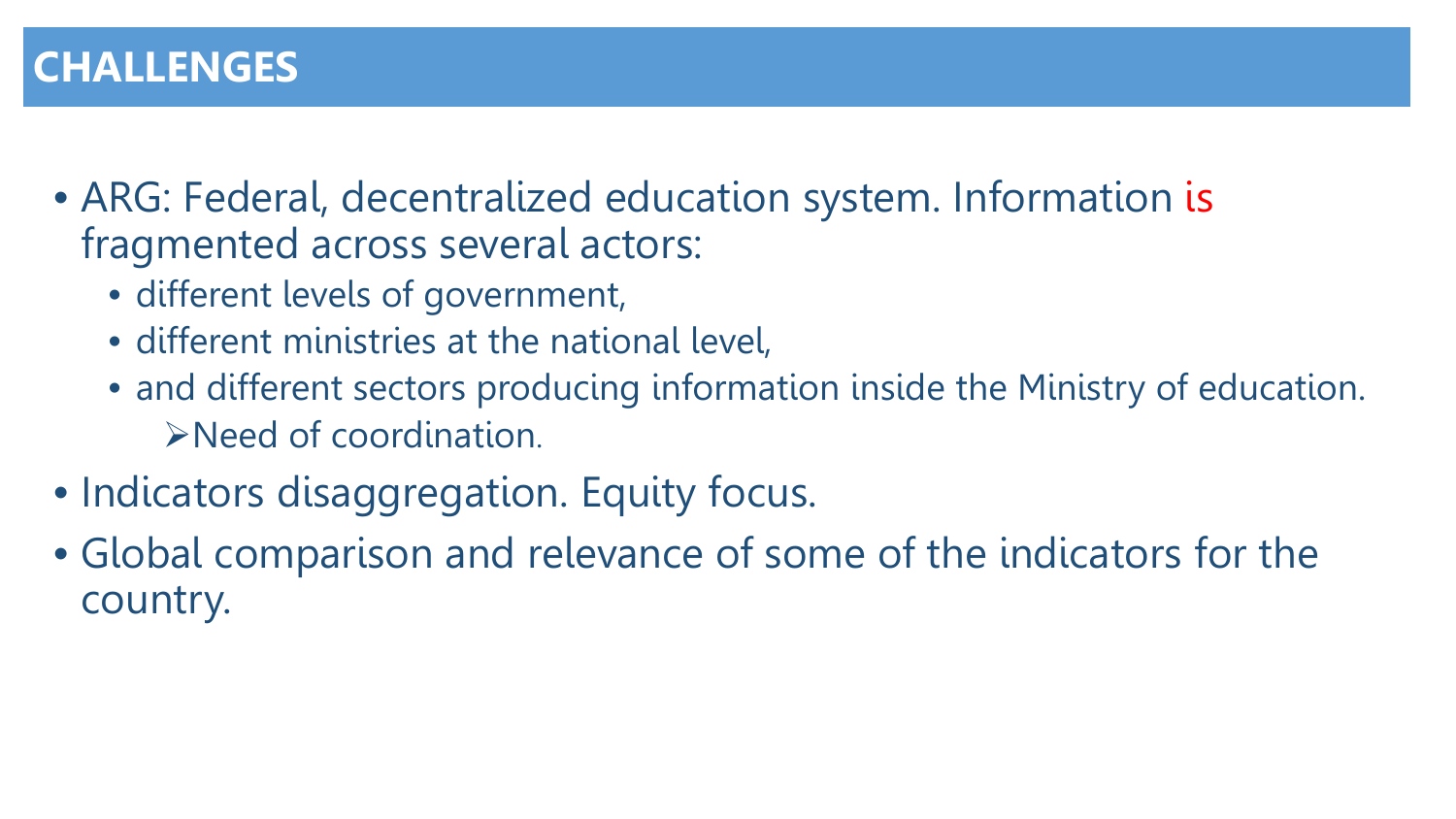# CHALLENGES

- ARG: Federal, decentralized education system. Information is fragmented across several actors:
  - different levels of government,
  - different ministries at the national level,
  - and different sectors producing information inside the Ministry of education.
    - Need of coordination.
- Indicators disaggregation. Equity focus.
- Global comparison and relevance of some of the indicators for the country.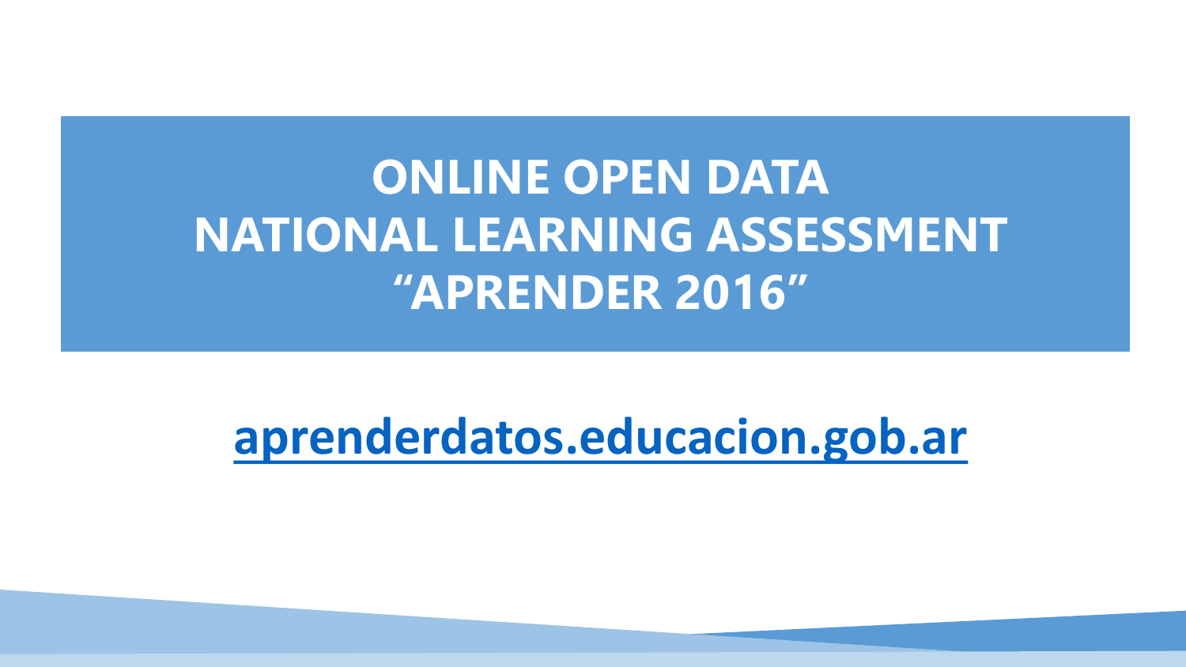# ONLINE OPEN DATA NATIONAL LEARNING ASSESSMENT "APRENDER 2016"

[aprenderdatos.educacion.gob.ar](http://aprenderdatos.educacion.gob.ar)